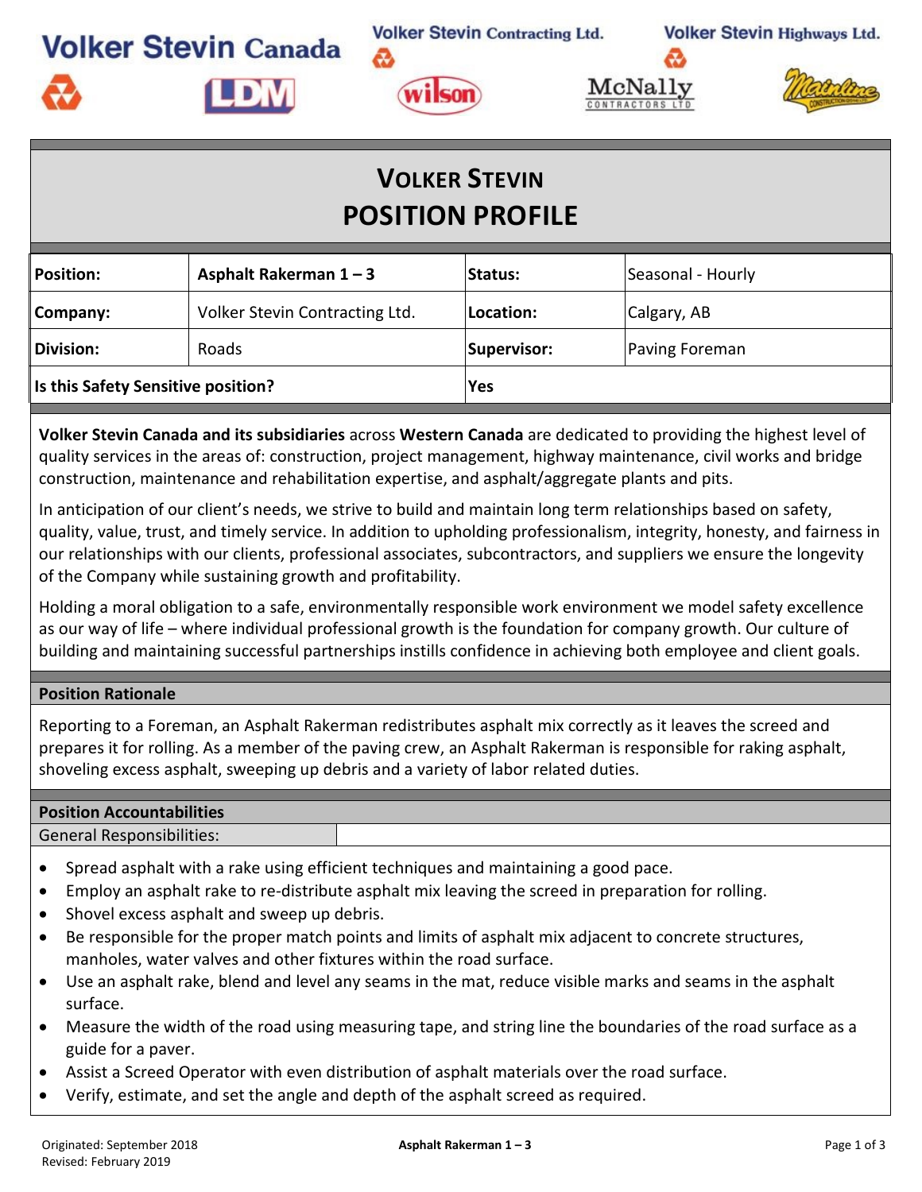Volker Stevin Canada

Volker Stevin Contracting Ltd.

Volker Stevin Highways Ltd.

# VOLKER STEVIN
# POSITION PROFILE

| **Position:** | **Asphalt Rakerman 1 – 3** | **Status:** | Seasonal - Hourly |
|---|---|---|---|
| **Company:** | Volker Stevin Contracting Ltd. | **Location:** | Calgary, AB |
| **Division:** | Roads | **Supervisor:** | Paving Foreman |
| **Is this Safety Sensitive position?** | | **Yes** | |

**Volker Stevin Canada and its subsidiaries** across **Western Canada** are dedicated to providing the highest level of quality services in the areas of: construction, project management, highway maintenance, civil works and bridge construction, maintenance and rehabilitation expertise, and asphalt/aggregate plants and pits.

In anticipation of our client's needs, we strive to build and maintain long term relationships based on safety, quality, value, trust, and timely service. In addition to upholding professionalism, integrity, honesty, and fairness in our relationships with our clients, professional associates, subcontractors, and suppliers we ensure the longevity of the Company while sustaining growth and profitability.

Holding a moral obligation to a safe, environmentally responsible work environment we model safety excellence as our way of life – where individual professional growth is the foundation for company growth. Our culture of building and maintaining successful partnerships instills confidence in achieving both employee and client goals.

## Position Rationale

Reporting to a Foreman, an Asphalt Rakerman redistributes asphalt mix correctly as it leaves the screed and prepares it for rolling. As a member of the paving crew, an Asphalt Rakerman is responsible for raking asphalt, shoveling excess asphalt, sweeping up debris and a variety of labor related duties.

## Position Accountabilities

General Responsibilities:

- Spread asphalt with a rake using efficient techniques and maintaining a good pace.
- Employ an asphalt rake to re-distribute asphalt mix leaving the screed in preparation for rolling.
- Shovel excess asphalt and sweep up debris.
- Be responsible for the proper match points and limits of asphalt mix adjacent to concrete structures, manholes, water valves and other fixtures within the road surface.
- Use an asphalt rake, blend and level any seams in the mat, reduce visible marks and seams in the asphalt surface.
- Measure the width of the road using measuring tape, and string line the boundaries of the road surface as a guide for a paver.
- Assist a Screed Operator with even distribution of asphalt materials over the road surface.
- Verify, estimate, and set the angle and depth of the asphalt screed as required.

Originated: September 2018
Revised: February 2019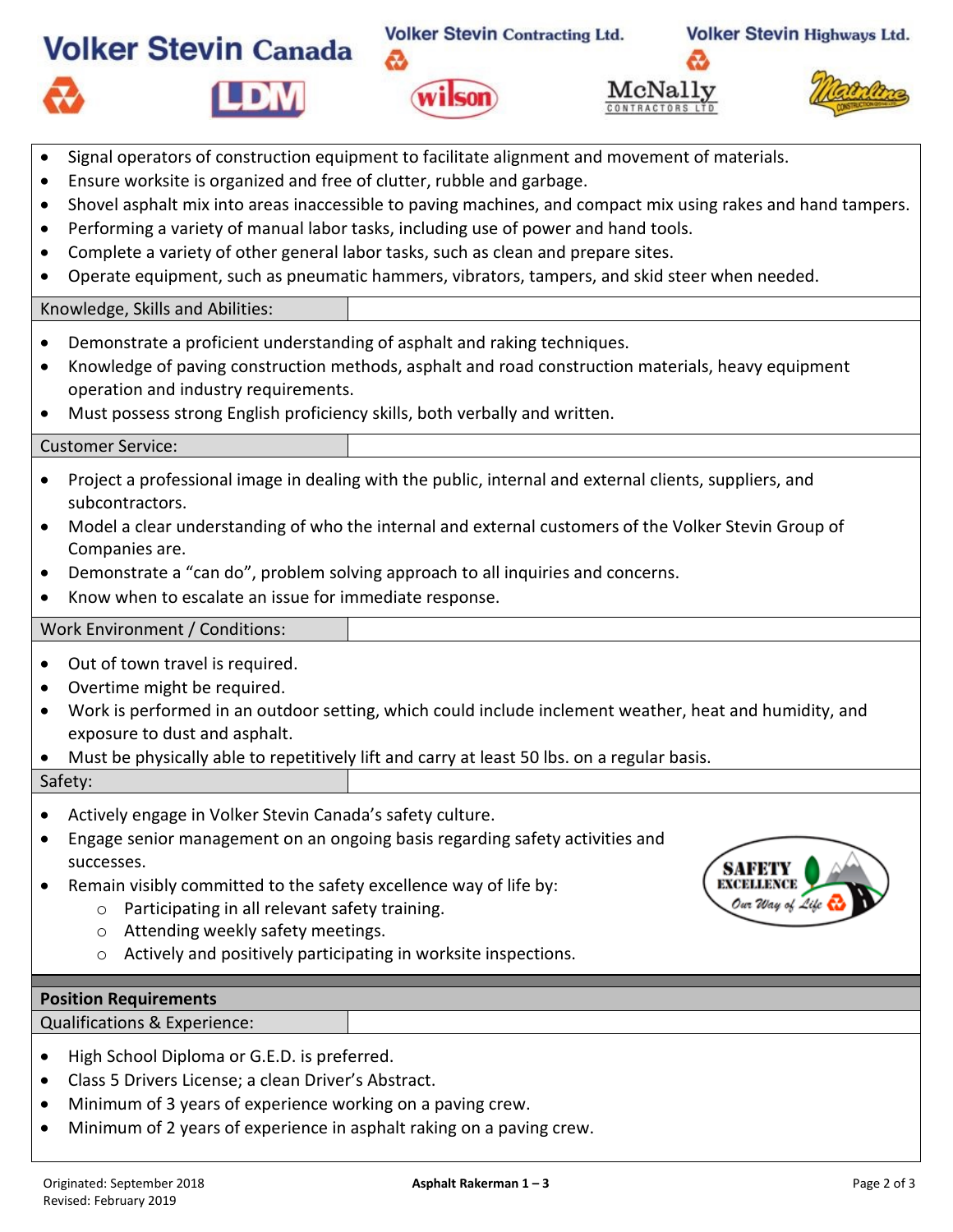- Signal operators of construction equipment to facilitate alignment and movement of materials.
- Ensure worksite is organized and free of clutter, rubble and garbage.
- Shovel asphalt mix into areas inaccessible to paving machines, and compact mix using rakes and hand tampers.
- Performing a variety of manual labor tasks, including use of power and hand tools.
- Complete a variety of other general labor tasks, such as clean and prepare sites.
- Operate equipment, such as pneumatic hammers, vibrators, tampers, and skid steer when needed.

### Knowledge, Skills and Abilities:

- Demonstrate a proficient understanding of asphalt and raking techniques.
- Knowledge of paving construction methods, asphalt and road construction materials, heavy equipment operation and industry requirements.
- Must possess strong English proficiency skills, both verbally and written.

### Customer Service:

- Project a professional image in dealing with the public, internal and external clients, suppliers, and subcontractors.
- Model a clear understanding of who the internal and external customers of the Volker Stevin Group of Companies are.
- Demonstrate a "can do", problem solving approach to all inquiries and concerns.
- Know when to escalate an issue for immediate response.

### Work Environment / Conditions:

- Out of town travel is required.
- Overtime might be required.
- Work is performed in an outdoor setting, which could include inclement weather, heat and humidity, and exposure to dust and asphalt.
- Must be physically able to repetitively lift and carry at least 50 lbs. on a regular basis.

### Safety:

- Actively engage in Volker Stevin Canada's safety culture.
- Engage senior management on an ongoing basis regarding safety activities and successes.
- Remain visibly committed to the safety excellence way of life by:
  - Participating in all relevant safety training.
  - Attending weekly safety meetings.
  - Actively and positively participating in worksite inspections.

## Position Requirements

### Qualifications & Experience:

- High School Diploma or G.E.D. is preferred.
- Class 5 Drivers License; a clean Driver's Abstract.
- Minimum of 3 years of experience working on a paving crew.
- Minimum of 2 years of experience in asphalt raking on a paving crew.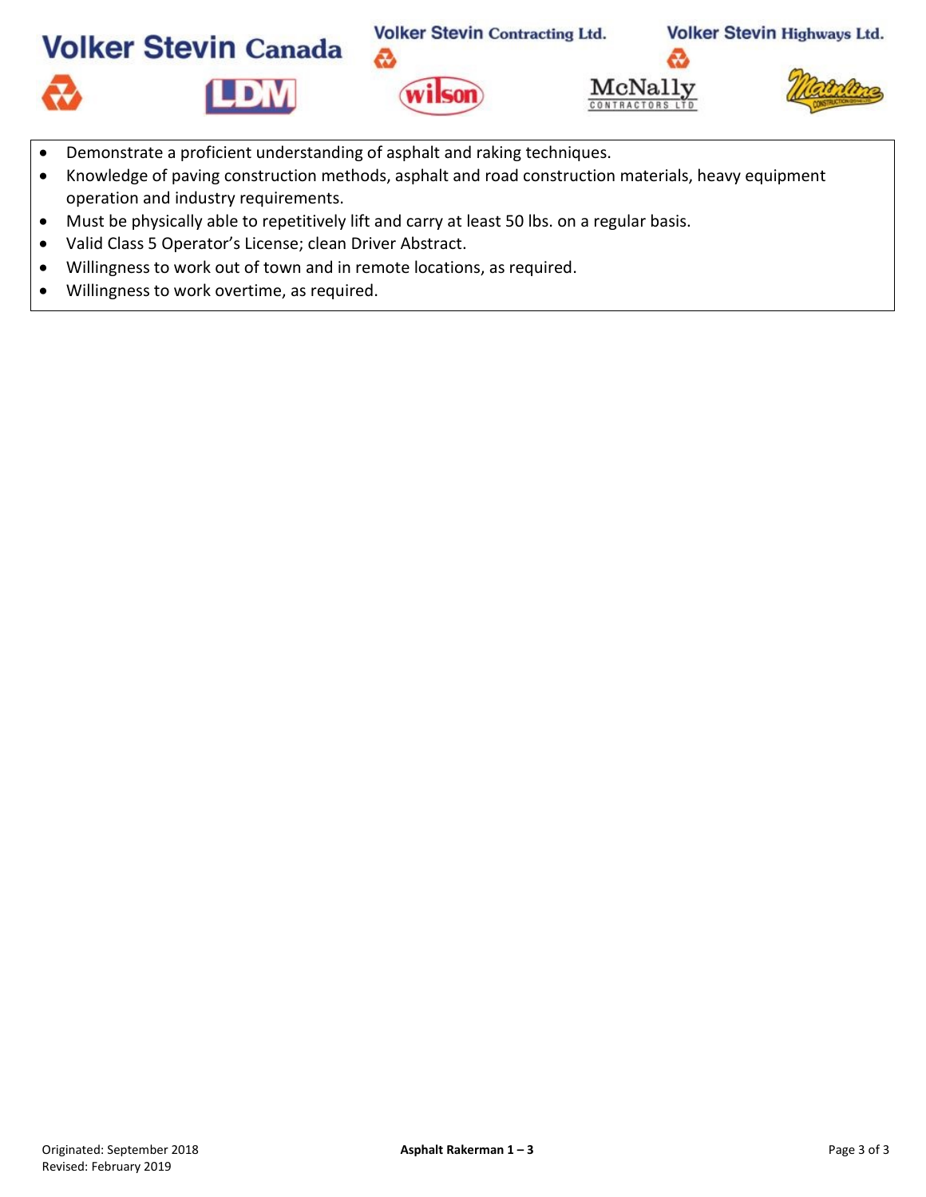- Demonstrate a proficient understanding of asphalt and raking techniques.
- Knowledge of paving construction methods, asphalt and road construction materials, heavy equipment operation and industry requirements.
- Must be physically able to repetitively lift and carry at least 50 lbs. on a regular basis.
- Valid Class 5 Operator's License; clean Driver Abstract.
- Willingness to work out of town and in remote locations, as required.
- Willingness to work overtime, as required.